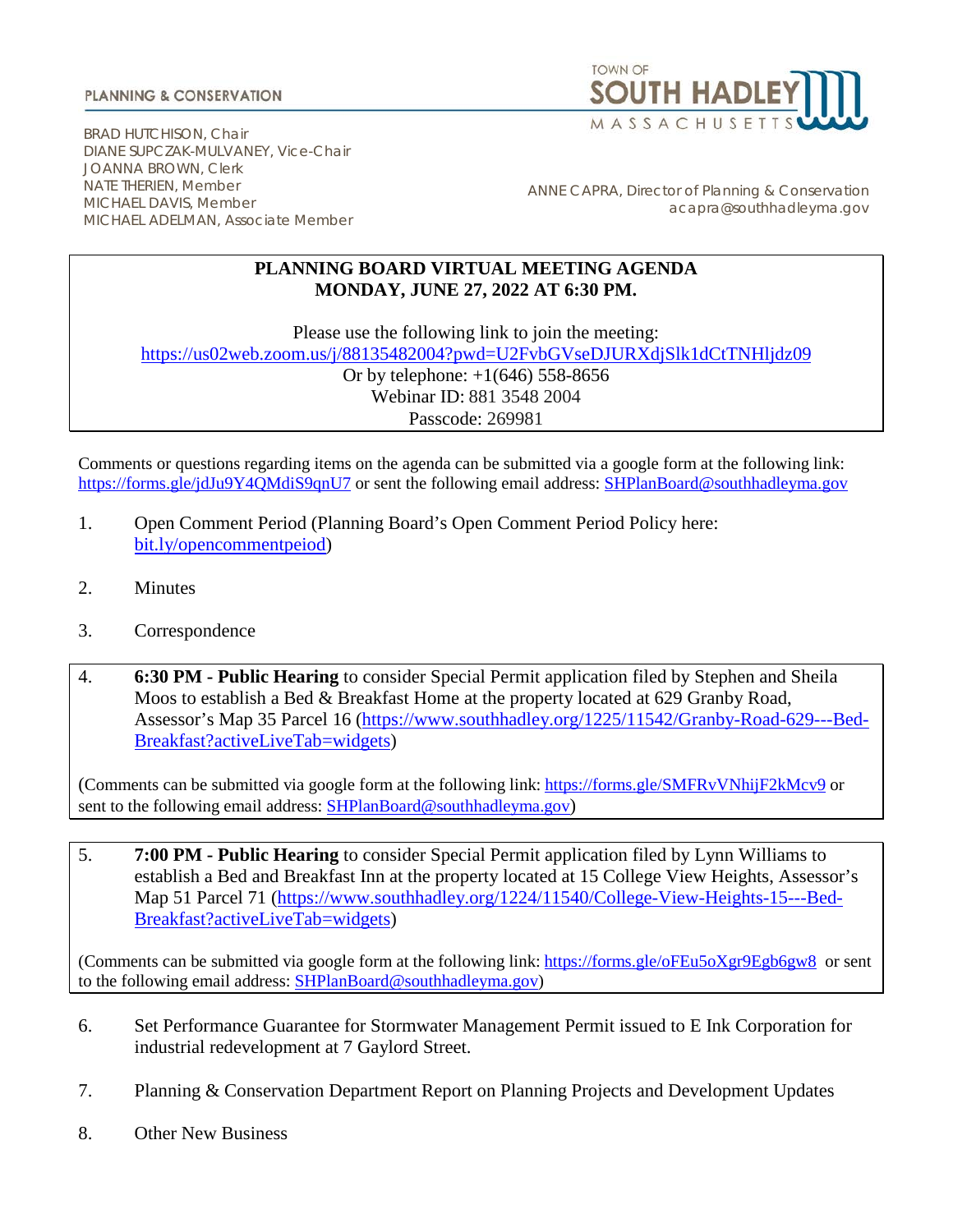PLANNING & CONSERVATION

TOWN OF SOUTH HADLEY MASSACHUSETTS

BRAD HUTCHISON, Chair
DIANE SUPCZAK-MULVANEY, Vice-Chair
JOANNA BROWN, Clerk
NATE THERIEN, Member
MICHAEL DAVIS, Member
MICHAEL ADELMAN, Associate Member

ANNE CAPRA, Director of Planning & Conservation
acapra@southhadleyma.gov

# PLANNING BOARD VIRTUAL MEETING AGENDA
## MONDAY, JUNE 27, 2022 AT 6:30 PM.

Please use the following link to join the meeting:
https://us02web.zoom.us/j/88135482004?pwd=U2FvbGVseDJURXdjSlk1dCtTNHljdz09
Or by telephone: +1(646) 558-8656
Webinar ID: 881 3548 2004
Passcode: 269981

Comments or questions regarding items on the agenda can be submitted via a google form at the following link: https://forms.gle/jdJu9Y4QMdiS9qnU7 or sent the following email address: SHPlanBoard@southhadleyma.gov

1. Open Comment Period (Planning Board's Open Comment Period Policy here: bit.ly/opencommentpeiod)

2. Minutes

3. Correspondence

4. **6:30 PM - Public Hearing** to consider Special Permit application filed by Stephen and Sheila Moos to establish a Bed & Breakfast Home at the property located at 629 Granby Road, Assessor's Map 35 Parcel 16 (https://www.southhadley.org/1225/11542/Granby-Road-629---Bed-Breakfast?activeLiveTab=widgets)

   (Comments can be submitted via google form at the following link: https://forms.gle/SMFRvVNhijF2kMcv9 or sent to the following email address: SHPlanBoard@southhadleyma.gov)

5. **7:00 PM - Public Hearing** to consider Special Permit application filed by Lynn Williams to establish a Bed and Breakfast Inn at the property located at 15 College View Heights, Assessor's Map 51 Parcel 71 (https://www.southhadley.org/1224/11540/College-View-Heights-15---Bed-Breakfast?activeLiveTab=widgets)

   (Comments can be submitted via google form at the following link: https://forms.gle/oFEu5oXgr9Egb6gw8 or sent to the following email address: SHPlanBoard@southhadleyma.gov)

6. Set Performance Guarantee for Stormwater Management Permit issued to E Ink Corporation for industrial redevelopment at 7 Gaylord Street.

7. Planning & Conservation Department Report on Planning Projects and Development Updates

8. Other New Business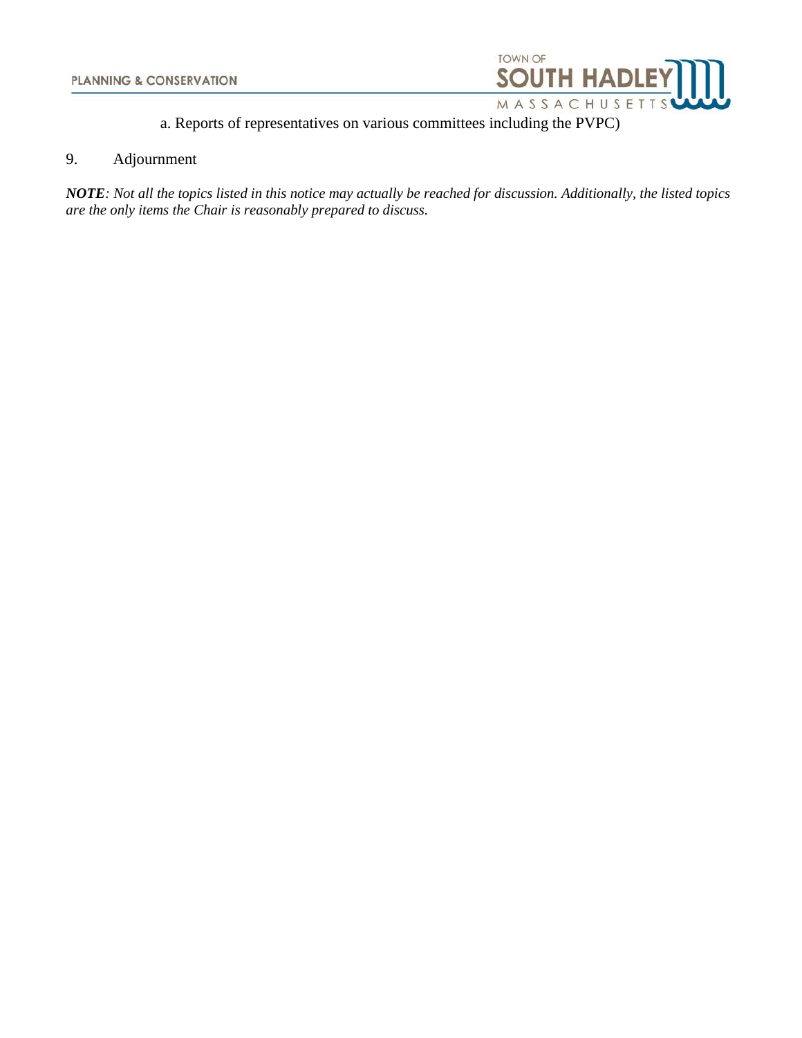a. Reports of representatives on various committees including the PVPC)

9. Adjournment

***NOTE****: Not all the topics listed in this notice may actually be reached for discussion. Additionally, the listed topics are the only items the Chair is reasonably prepared to discuss.*